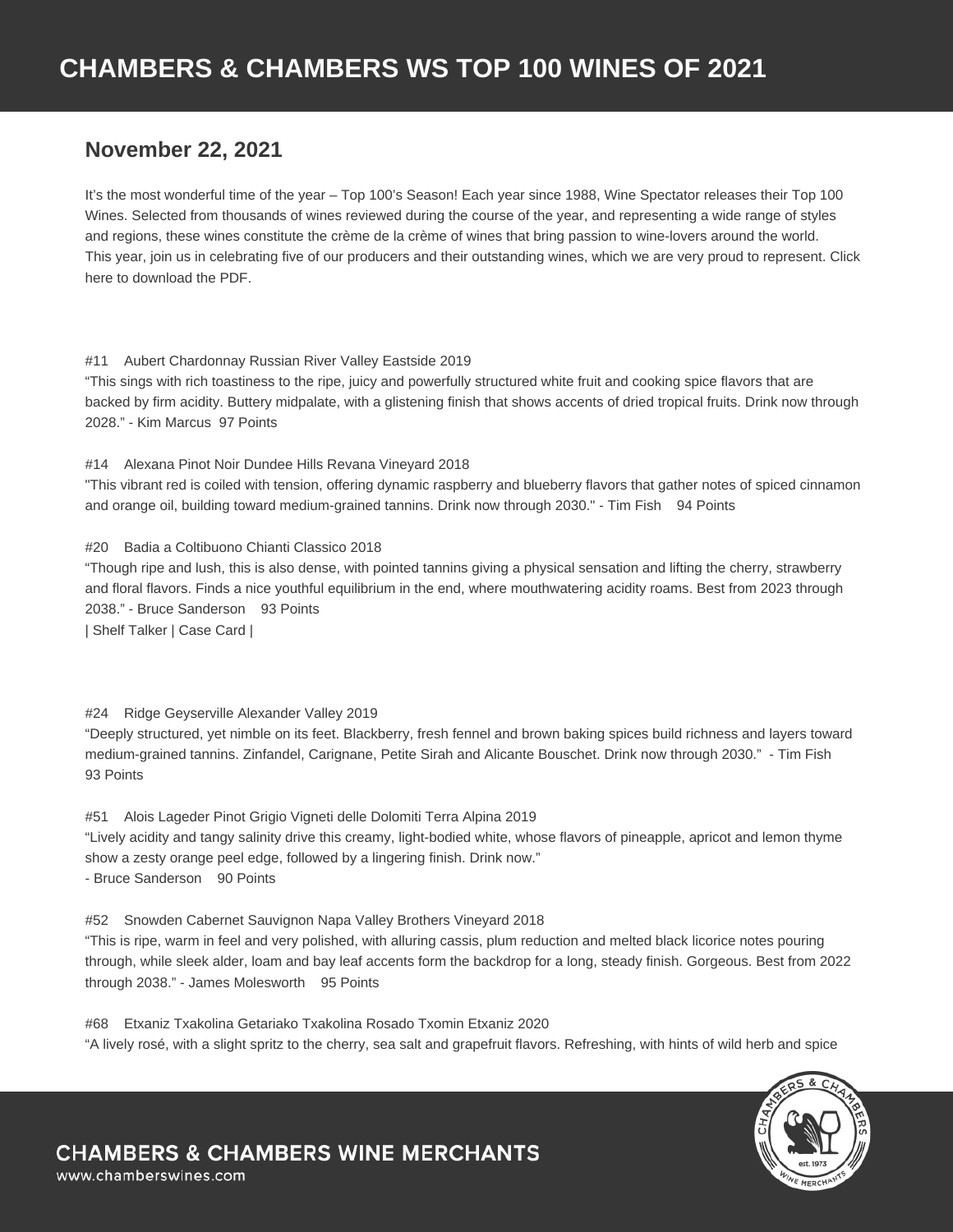# CHAMBERS & CHAMBERS WS TOP 100 WINES OF 2021

## November 22, 2021

It's the most wonderful time of the year – Top 100's Season! Each year since 1988, Wine Spectator releases their Top 100 Wines. Selected from thousands of wines reviewed during the course of the year, and representing a wide range of styles and regions, these wines constitute the crème de la crème of wines that bring passion to wine-lovers around the world. This year, join us in celebrating five of our producers and their outstanding wines, which we are very proud to represent. Click here to download the PDF.

#11 Aubert Chardonnay Russian River Valley Eastside 2019
"This sings with rich toastiness to the ripe, juicy and powerfully structured white fruit and cooking spice flavors that are backed by firm acidity. Buttery midpalate, with a glistening finish that shows accents of dried tropical fruits. Drink now through 2028." - Kim Marcus 97 Points

#14 Alexana Pinot Noir Dundee Hills Revana Vineyard 2018
"This vibrant red is coiled with tension, offering dynamic raspberry and blueberry flavors that gather notes of spiced cinnamon and orange oil, building toward medium-grained tannins. Drink now through 2030." - Tim Fish 94 Points

#20 Badia a Coltibuono Chianti Classico 2018
"Though ripe and lush, this is also dense, with pointed tannins giving a physical sensation and lifting the cherry, strawberry and floral flavors. Finds a nice youthful equilibrium in the end, where mouthwatering acidity roams. Best from 2023 through 2038." - Bruce Sanderson 93 Points
| Shelf Talker | Case Card |

#24 Ridge Geyserville Alexander Valley 2019
"Deeply structured, yet nimble on its feet. Blackberry, fresh fennel and brown baking spices build richness and layers toward medium-grained tannins. Zinfandel, Carignane, Petite Sirah and Alicante Bouschet. Drink now through 2030." - Tim Fish 93 Points

#51 Alois Lageder Pinot Grigio Vigneti delle Dolomiti Terra Alpina 2019
"Lively acidity and tangy salinity drive this creamy, light-bodied white, whose flavors of pineapple, apricot and lemon thyme show a zesty orange peel edge, followed by a lingering finish. Drink now."
- Bruce Sanderson 90 Points

#52 Snowden Cabernet Sauvignon Napa Valley Brothers Vineyard 2018
"This is ripe, warm in feel and very polished, with alluring cassis, plum reduction and melted black licorice notes pouring through, while sleek alder, loam and bay leaf accents form the backdrop for a long, steady finish. Gorgeous. Best from 2022 through 2038." - James Molesworth 95 Points

#68 Etxaniz Txakolina Getariako Txakolina Rosado Txomin Etxaniz 2020
"A lively rosé, with a slight spritz to the cherry, sea salt and grapefruit flavors. Refreshing, with hints of wild herb and spice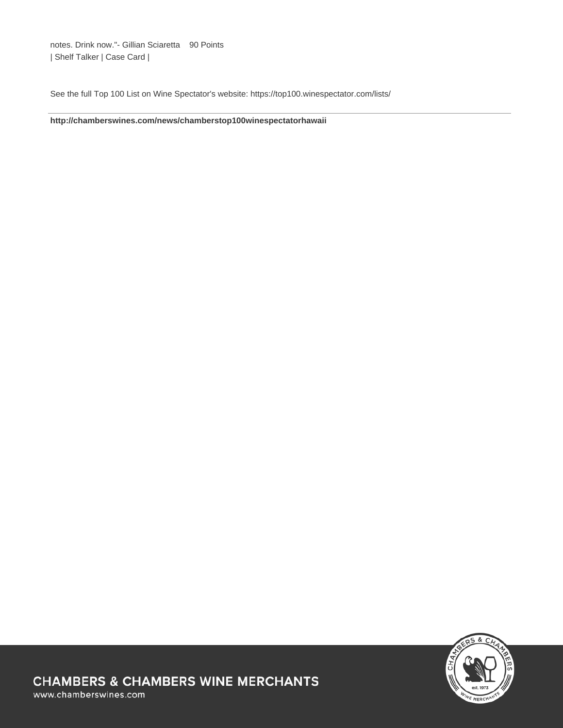notes. Drink now."- Gillian Sciaretta    90 Points
| Shelf Talker | Case Card |

See the full Top 100 List on Wine Spectator's website: https://top100.winespectator.com/lists/

---

**http://chamberswines.com/news/chamberstop100winespectatorhawaii**